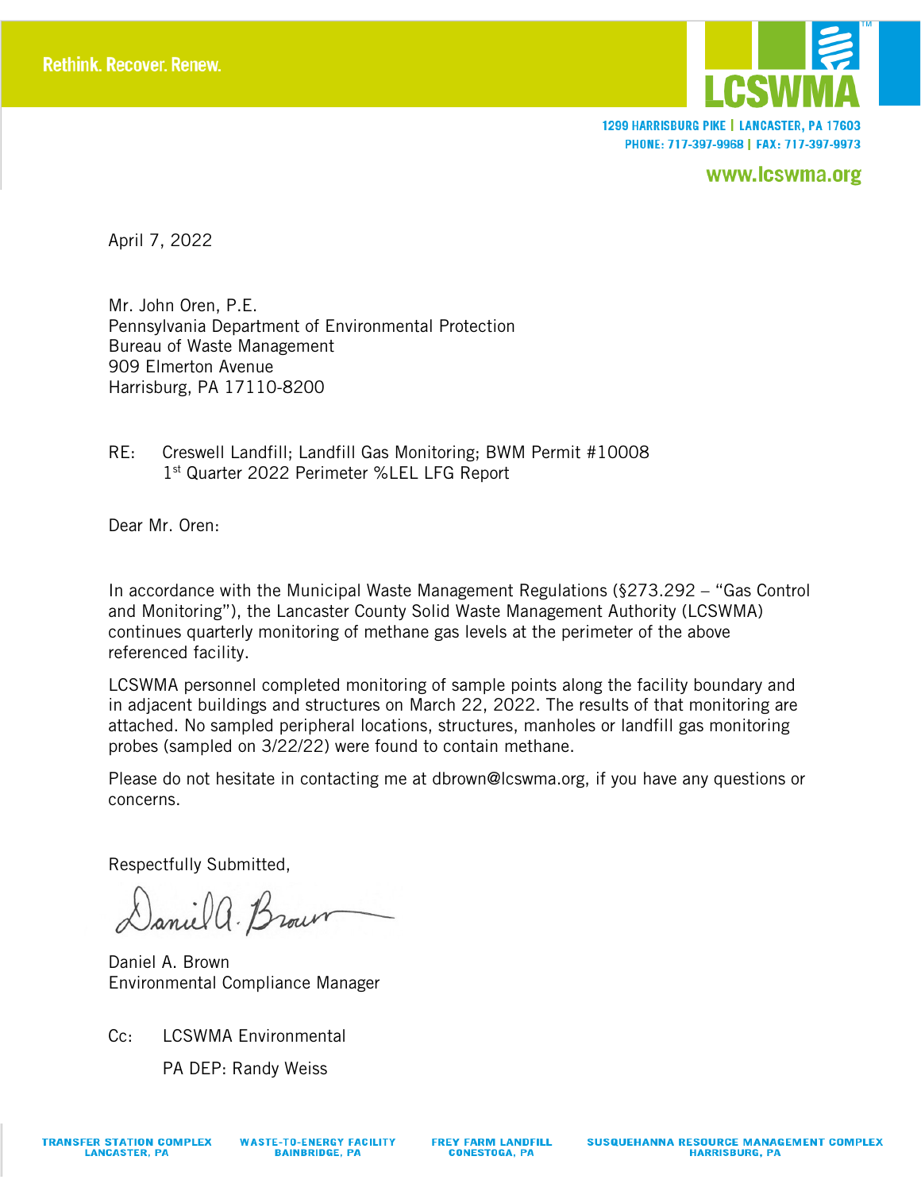Rethink. Recover. Renew.

LCSWMA

1299 HARRISBURG PIKE | LANCASTER, PA 17603
PHONE: 717-397-9968 | FAX: 717-397-9973

www.lcswma.org

April 7, 2022

Mr. John Oren, P.E.
Pennsylvania Department of Environmental Protection
Bureau of Waste Management
909 Elmerton Avenue
Harrisburg, PA 17110-8200

RE: Creswell Landfill; Landfill Gas Monitoring; BWM Permit #10008
1st Quarter 2022 Perimeter %LEL LFG Report

Dear Mr. Oren:

In accordance with the Municipal Waste Management Regulations (§273.292 – "Gas Control and Monitoring"), the Lancaster County Solid Waste Management Authority (LCSWMA) continues quarterly monitoring of methane gas levels at the perimeter of the above referenced facility.

LCSWMA personnel completed monitoring of sample points along the facility boundary and in adjacent buildings and structures on March 22, 2022. The results of that monitoring are attached. No sampled peripheral locations, structures, manholes or landfill gas monitoring probes (sampled on 3/22/22) were found to contain methane.

Please do not hesitate in contacting me at dbrown@lcswma.org, if you have any questions or concerns.

Respectfully Submitted,

Daniel A. Brown
Environmental Compliance Manager

Cc: LCSWMA Environmental
PA DEP: Randy Weiss

TRANSFER STATION COMPLEX LANCASTER, PA | WASTE-TO-ENERGY FACILITY BAINBRIDGE, PA | FREY FARM LANDFILL CONESTOGA, PA | SUSQUEHANNA RESOURCE MANAGEMENT COMPLEX HARRISBURG, PA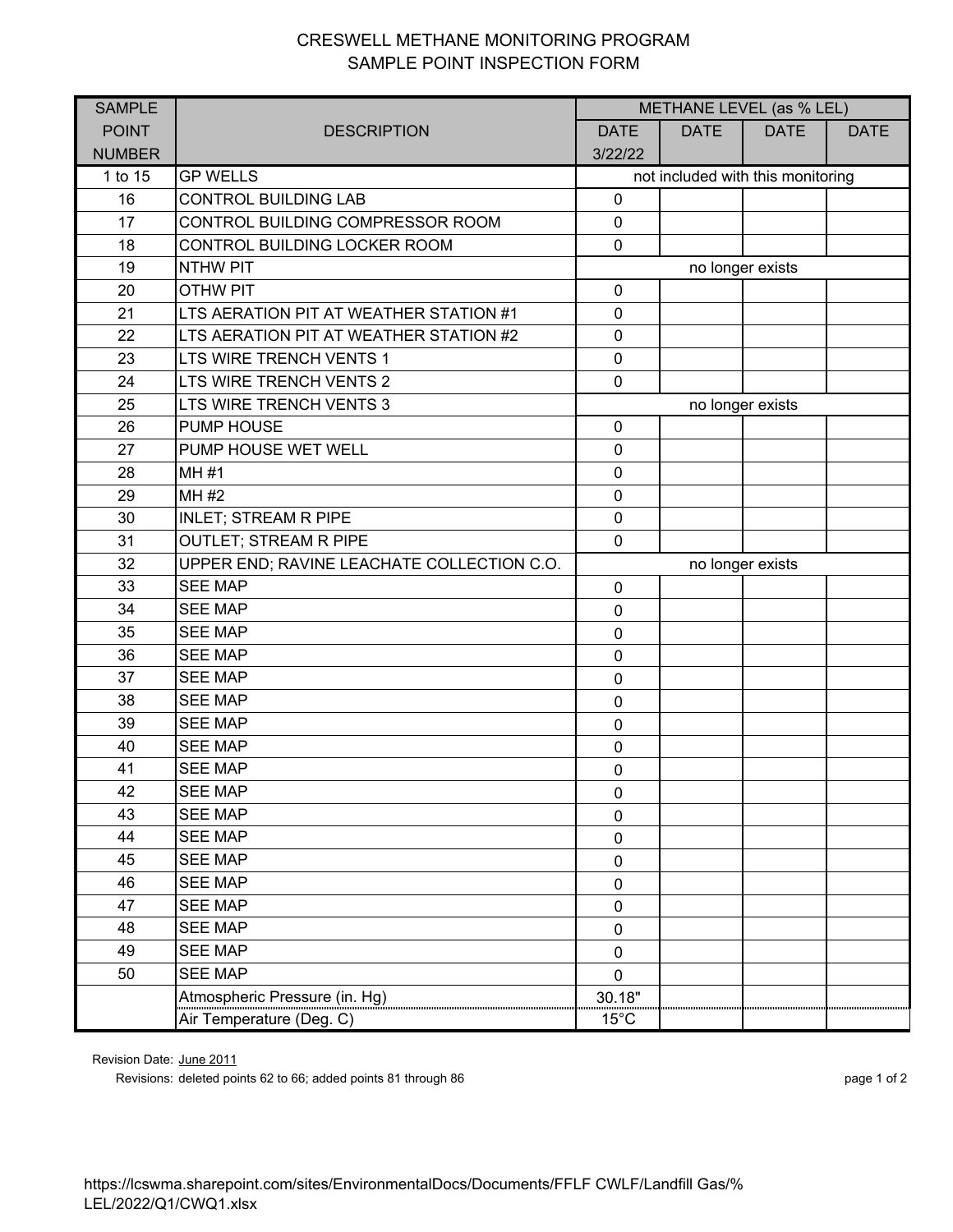# CRESWELL METHANE MONITORING PROGRAM
## SAMPLE POINT INSPECTION FORM

| SAMPLE POINT NUMBER | DESCRIPTION | METHANE LEVEL (as % LEL) | | | |
|---|---|---|---|---|---|
| | | DATE 3/22/22 | DATE | DATE | DATE |
| 1 to 15 | GP WELLS | not included with this monitoring | | | |
| 16 | CONTROL BUILDING LAB | 0 | | | |
| 17 | CONTROL BUILDING COMPRESSOR ROOM | 0 | | | |
| 18 | CONTROL BUILDING LOCKER ROOM | 0 | | | |
| 19 | NTHW PIT | no longer exists | | | |
| 20 | OTHW PIT | 0 | | | |
| 21 | LTS AERATION PIT AT WEATHER STATION #1 | 0 | | | |
| 22 | LTS AERATION PIT AT WEATHER STATION #2 | 0 | | | |
| 23 | LTS WIRE TRENCH VENTS 1 | 0 | | | |
| 24 | LTS WIRE TRENCH VENTS 2 | 0 | | | |
| 25 | LTS WIRE TRENCH VENTS 3 | no longer exists | | | |
| 26 | PUMP HOUSE | 0 | | | |
| 27 | PUMP HOUSE WET WELL | 0 | | | |
| 28 | MH #1 | 0 | | | |
| 29 | MH #2 | 0 | | | |
| 30 | INLET; STREAM R PIPE | 0 | | | |
| 31 | OUTLET; STREAM R PIPE | 0 | | | |
| 32 | UPPER END; RAVINE LEACHATE COLLECTION C.O. | no longer exists | | | |
| 33 | SEE MAP | 0 | | | |
| 34 | SEE MAP | 0 | | | |
| 35 | SEE MAP | 0 | | | |
| 36 | SEE MAP | 0 | | | |
| 37 | SEE MAP | 0 | | | |
| 38 | SEE MAP | 0 | | | |
| 39 | SEE MAP | 0 | | | |
| 40 | SEE MAP | 0 | | | |
| 41 | SEE MAP | 0 | | | |
| 42 | SEE MAP | 0 | | | |
| 43 | SEE MAP | 0 | | | |
| 44 | SEE MAP | 0 | | | |
| 45 | SEE MAP | 0 | | | |
| 46 | SEE MAP | 0 | | | |
| 47 | SEE MAP | 0 | | | |
| 48 | SEE MAP | 0 | | | |
| 49 | SEE MAP | 0 | | | |
| 50 | SEE MAP | 0 | | | |
| | Atmospheric Pressure (in. Hg) | 30.18" | | | |
| | Air Temperature (Deg. C) | 15°C | | | |

Revision Date: June 2011

Revisions: deleted points 62 to 66; added points 81 through 86

https://lcswma.sharepoint.com/sites/EnvironmentalDocs/Documents/FFLF CWLF/Landfill Gas/% LEL/2022/Q1/CWQ1.xlsx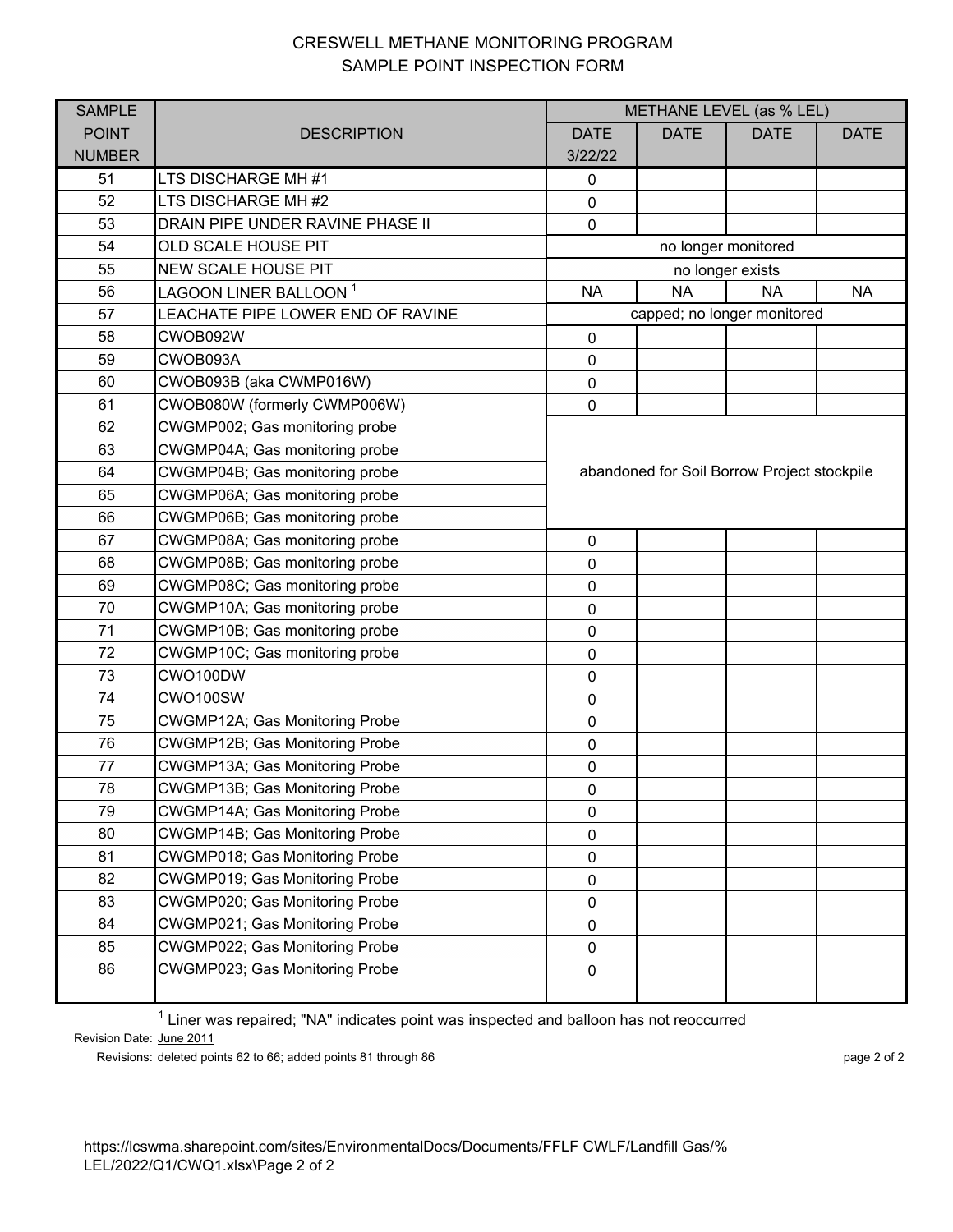# CRESWELL METHANE MONITORING PROGRAM
## SAMPLE POINT INSPECTION FORM

| SAMPLE POINT NUMBER | DESCRIPTION | METHANE LEVEL (as % LEL) | | | |
|---|---|---|---|---|---|
| | | DATE 3/22/22 | DATE | DATE | DATE |
| 51 | LTS DISCHARGE MH #1 | 0 | | | |
| 52 | LTS DISCHARGE MH #2 | 0 | | | |
| 53 | DRAIN PIPE UNDER RAVINE PHASE II | 0 | | | |
| 54 | OLD SCALE HOUSE PIT | no longer monitored | | | |
| 55 | NEW SCALE HOUSE PIT | no longer exists | | | |
| 56 | LAGOON LINER BALLOON [1] | NA | NA | NA | NA |
| 57 | LEACHATE PIPE LOWER END OF RAVINE | capped; no longer monitored | | | |
| 58 | CWOB092W | 0 | | | |
| 59 | CWOB093A | 0 | | | |
| 60 | CWOB093B (aka CWMP016W) | 0 | | | |
| 61 | CWOB080W (formerly CWMP006W) | 0 | | | |
| 62 | CWGMP002; Gas monitoring probe | abandoned for Soil Borrow Project stockpile | | | |
| 63 | CWGMP04A; Gas monitoring probe | | | | |
| 64 | CWGMP04B; Gas monitoring probe | | | | |
| 65 | CWGMP06A; Gas monitoring probe | | | | |
| 66 | CWGMP06B; Gas monitoring probe | | | | |
| 67 | CWGMP08A; Gas monitoring probe | 0 | | | |
| 68 | CWGMP08B; Gas monitoring probe | 0 | | | |
| 69 | CWGMP08C; Gas monitoring probe | 0 | | | |
| 70 | CWGMP10A; Gas monitoring probe | 0 | | | |
| 71 | CWGMP10B; Gas monitoring probe | 0 | | | |
| 72 | CWGMP10C; Gas monitoring probe | 0 | | | |
| 73 | CWO100DW | 0 | | | |
| 74 | CWO100SW | 0 | | | |
| 75 | CWGMP12A; Gas Monitoring Probe | 0 | | | |
| 76 | CWGMP12B; Gas Monitoring Probe | 0 | | | |
| 77 | CWGMP13A; Gas Monitoring Probe | 0 | | | |
| 78 | CWGMP13B; Gas Monitoring Probe | 0 | | | |
| 79 | CWGMP14A; Gas Monitoring Probe | 0 | | | |
| 80 | CWGMP14B; Gas Monitoring Probe | 0 | | | |
| 81 | CWGMP018; Gas Monitoring Probe | 0 | | | |
| 82 | CWGMP019; Gas Monitoring Probe | 0 | | | |
| 83 | CWGMP020; Gas Monitoring Probe | 0 | | | |
| 84 | CWGMP021; Gas Monitoring Probe | 0 | | | |
| 85 | CWGMP022; Gas Monitoring Probe | 0 | | | |
| 86 | CWGMP023; Gas Monitoring Probe | 0 | | | |
| | | | | | |

[1] Liner was repaired; "NA" indicates point was inspected and balloon has not reoccurred

Revision Date: June 2011

Revisions: deleted points 62 to 66; added points 81 through 86

https://lcswma.sharepoint.com/sites/EnvironmentalDocs/Documents/FFLF CWLF/Landfill Gas/% LEL/2022/Q1/CWQ1.xlsx\Page 2 of 2